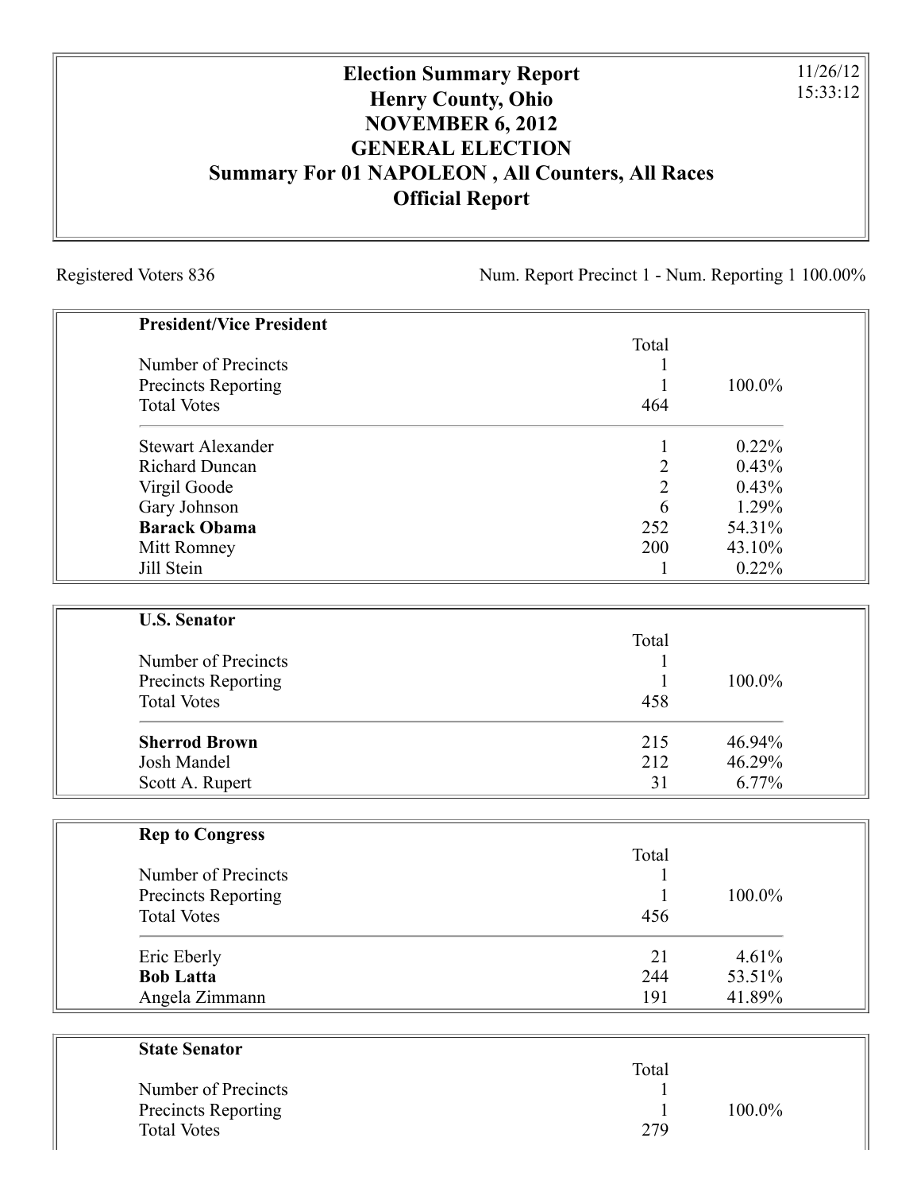# Election Summary Report
# Henry County, Ohio
# NOVEMBER 6, 2012
# GENERAL ELECTION
# Summary For 01 NAPOLEON , All Counters, All Races
# Official Report

11/26/12
15:33:12

Registered Voters 836

Num. Report Precinct 1 - Num. Reporting 1 100.00%

| **President/Vice President** | Total | |
|---|---|---|
| Number of Precincts | 1 | |
| Precincts Reporting | 1 | 100.0% |
| Total Votes | 464 | |
| Stewart Alexander | 1 | 0.22% |
| Richard Duncan | 2 | 0.43% |
| Virgil Goode | 2 | 0.43% |
| Gary Johnson | 6 | 1.29% |
| **Barack Obama** | 252 | 54.31% |
| Mitt Romney | 200 | 43.10% |
| Jill Stein | 1 | 0.22% |

| **U.S. Senator** | Total | |
|---|---|---|
| Number of Precincts | 1 | |
| Precincts Reporting | 1 | 100.0% |
| Total Votes | 458 | |
| **Sherrod Brown** | 215 | 46.94% |
| Josh Mandel | 212 | 46.29% |
| Scott A. Rupert | 31 | 6.77% |

| **Rep to Congress** | Total | |
|---|---|---|
| Number of Precincts | 1 | |
| Precincts Reporting | 1 | 100.0% |
| Total Votes | 456 | |
| Eric Eberly | 21 | 4.61% |
| **Bob Latta** | 244 | 53.51% |
| Angela Zimmann | 191 | 41.89% |

| **State Senator** | Total | |
|---|---|---|
| Number of Precincts | 1 | |
| Precincts Reporting | 1 | 100.0% |
| Total Votes | 279 | |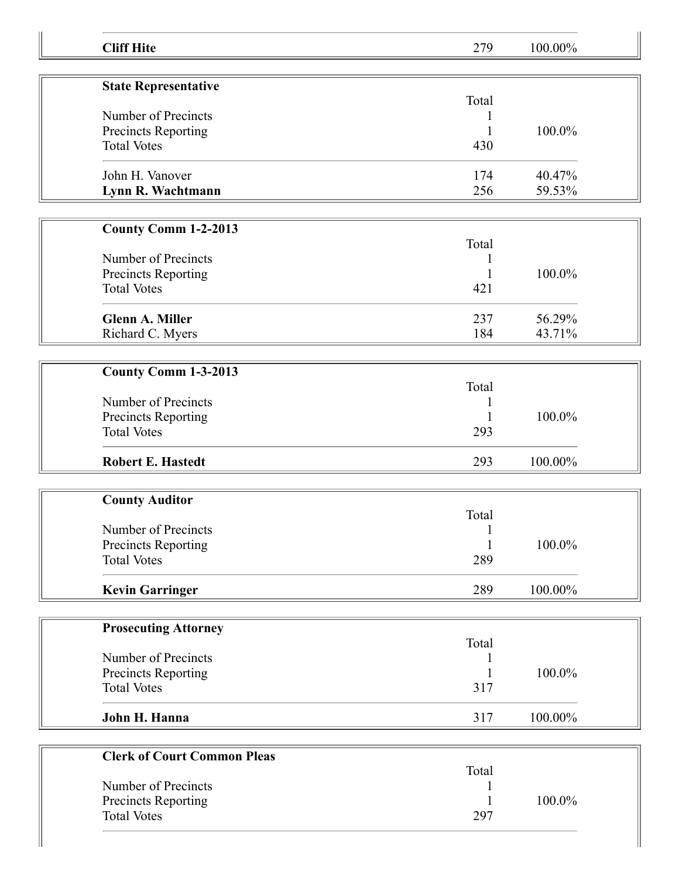| | | |
|---|---|---|
| **Cliff Hite** | 279 | 100.00% |

| **State Representative** | | |
|---|---|---|
| | Total | |
| Number of Precincts | 1 | |
| Precincts Reporting | 1 | 100.0% |
| Total Votes | 430 | |
| John H. Vanover | 174 | 40.47% |
| **Lynn R. Wachtmann** | 256 | 59.53% |

| **County Comm 1-2-2013** | | |
|---|---|---|
| | Total | |
| Number of Precincts | 1 | |
| Precincts Reporting | 1 | 100.0% |
| Total Votes | 421 | |
| **Glenn A. Miller** | 237 | 56.29% |
| Richard C. Myers | 184 | 43.71% |

| **County Comm 1-3-2013** | | |
|---|---|---|
| | Total | |
| Number of Precincts | 1 | |
| Precincts Reporting | 1 | 100.0% |
| Total Votes | 293 | |
| **Robert E. Hastedt** | 293 | 100.00% |

| **County Auditor** | | |
|---|---|---|
| | Total | |
| Number of Precincts | 1 | |
| Precincts Reporting | 1 | 100.0% |
| Total Votes | 289 | |
| **Kevin Garringer** | 289 | 100.00% |

| **Prosecuting Attorney** | | |
|---|---|---|
| | Total | |
| Number of Precincts | 1 | |
| Precincts Reporting | 1 | 100.0% |
| Total Votes | 317 | |
| **John H. Hanna** | 317 | 100.00% |

| **Clerk of Court Common Pleas** | | |
|---|---|---|
| | Total | |
| Number of Precincts | 1 | |
| Precincts Reporting | 1 | 100.0% |
| Total Votes | 297 | |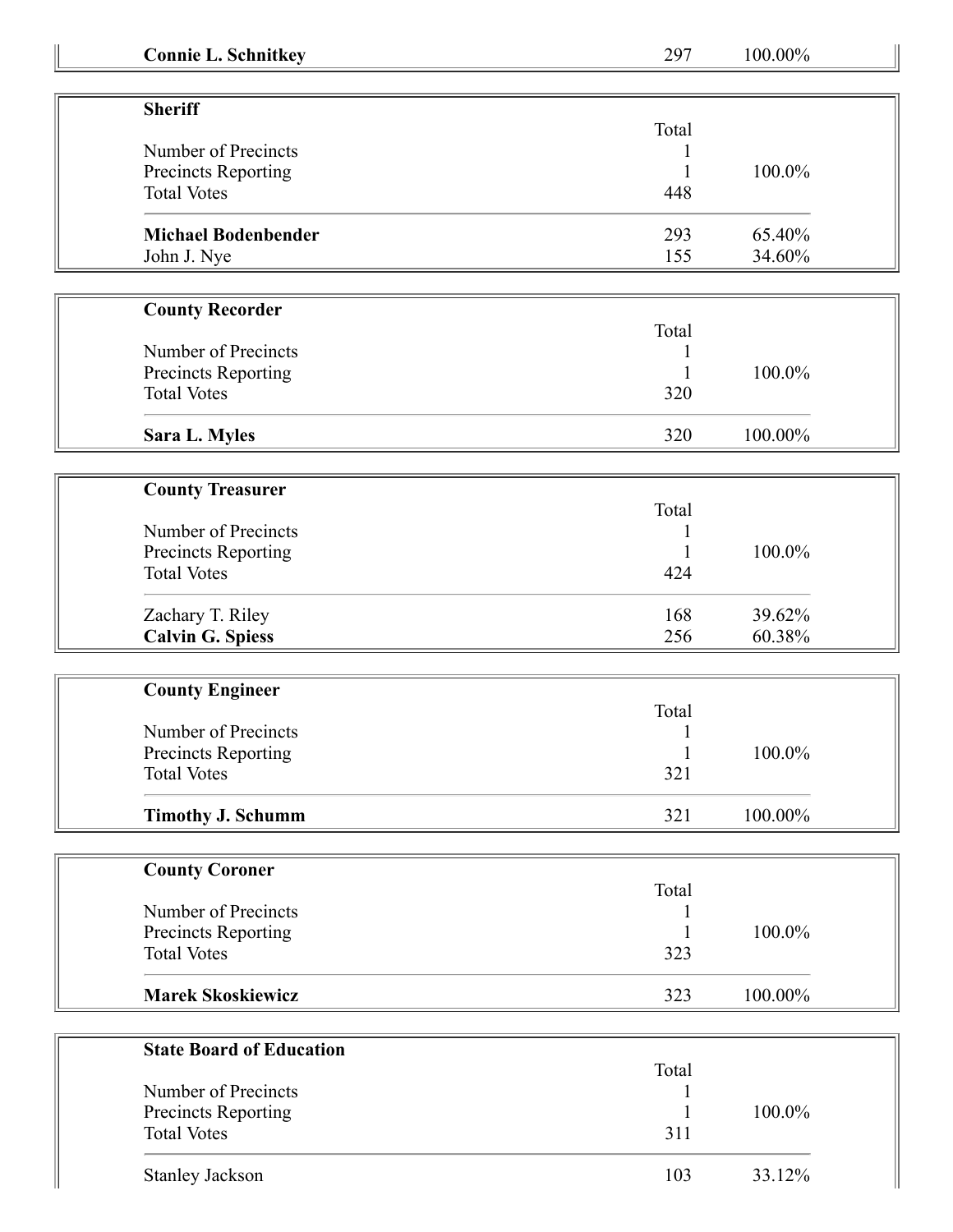| | | |
|---|---|---|
| **Connie L. Schnitkey** | 297 | 100.00% |

**Sheriff**

| | Total | |
|---|---|---|
| Number of Precincts | 1 | |
| Precincts Reporting | 1 | 100.0% |
| Total Votes | 448 | |
| **Michael Bodenbender** | 293 | 65.40% |
| John J. Nye | 155 | 34.60% |

**County Recorder**

| | Total | |
|---|---|---|
| Number of Precincts | 1 | |
| Precincts Reporting | 1 | 100.0% |
| Total Votes | 320 | |
| **Sara L. Myles** | 320 | 100.00% |

**County Treasurer**

| | Total | |
|---|---|---|
| Number of Precincts | 1 | |
| Precincts Reporting | 1 | 100.0% |
| Total Votes | 424 | |
| Zachary T. Riley | 168 | 39.62% |
| **Calvin G. Spiess** | 256 | 60.38% |

**County Engineer**

| | Total | |
|---|---|---|
| Number of Precincts | 1 | |
| Precincts Reporting | 1 | 100.0% |
| Total Votes | 321 | |
| **Timothy J. Schumm** | 321 | 100.00% |

**County Coroner**

| | Total | |
|---|---|---|
| Number of Precincts | 1 | |
| Precincts Reporting | 1 | 100.0% |
| Total Votes | 323 | |
| **Marek Skoskiewicz** | 323 | 100.00% |

**State Board of Education**

| | Total | |
|---|---|---|
| Number of Precincts | 1 | |
| Precincts Reporting | 1 | 100.0% |
| Total Votes | 311 | |
| Stanley Jackson | 103 | 33.12% |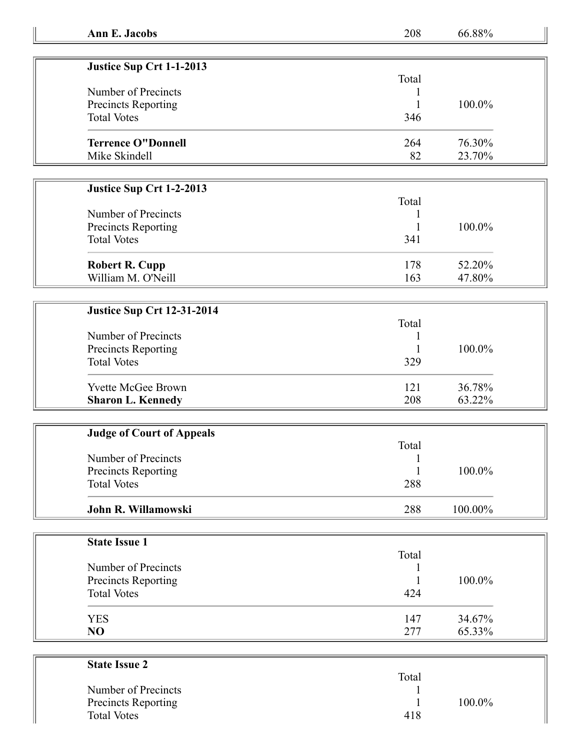| **Ann E. Jacobs** | 208 | 66.88% |
|---|---|---|

| **Justice Sup Crt 1-1-2013** | | |
|---|---|---|
| | Total | |
| Number of Precincts | 1 | |
| Precincts Reporting | 1 | 100.0% |
| Total Votes | 346 | |
| **Terrence O"Donnell** | 264 | 76.30% |
| Mike Skindell | 82 | 23.70% |

| **Justice Sup Crt 1-2-2013** | | |
|---|---|---|
| | Total | |
| Number of Precincts | 1 | |
| Precincts Reporting | 1 | 100.0% |
| Total Votes | 341 | |
| **Robert R. Cupp** | 178 | 52.20% |
| William M. O'Neill | 163 | 47.80% |

| **Justice Sup Crt 12-31-2014** | | |
|---|---|---|
| | Total | |
| Number of Precincts | 1 | |
| Precincts Reporting | 1 | 100.0% |
| Total Votes | 329 | |
| Yvette McGee Brown | 121 | 36.78% |
| **Sharon L. Kennedy** | 208 | 63.22% |

| **Judge of Court of Appeals** | | |
|---|---|---|
| | Total | |
| Number of Precincts | 1 | |
| Precincts Reporting | 1 | 100.0% |
| Total Votes | 288 | |
| **John R. Willamowski** | 288 | 100.00% |

| **State Issue 1** | | |
|---|---|---|
| | Total | |
| Number of Precincts | 1 | |
| Precincts Reporting | 1 | 100.0% |
| Total Votes | 424 | |
| YES | 147 | 34.67% |
| **NO** | 277 | 65.33% |

| **State Issue 2** | | |
|---|---|---|
| | Total | |
| Number of Precincts | 1 | |
| Precincts Reporting | 1 | 100.0% |
| Total Votes | 418 | |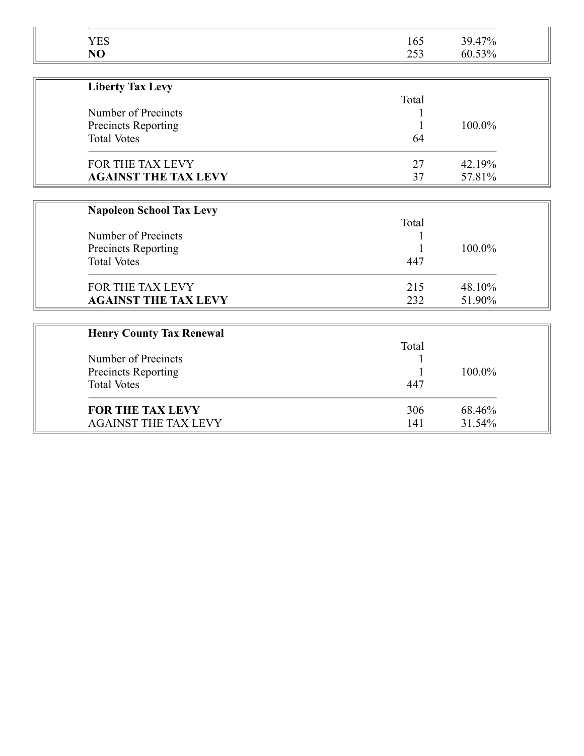| | | |
|---|---|---|
| YES | 165 | 39.47% |
| **NO** | 253 | 60.53% |

**Liberty Tax Levy**

| | Total | |
|---|---|---|
| Number of Precincts | 1 | |
| Precincts Reporting | 1 | 100.0% |
| Total Votes | 64 | |
| FOR THE TAX LEVY | 27 | 42.19% |
| **AGAINST THE TAX LEVY** | 37 | 57.81% |

**Napoleon School Tax Levy**

| | Total | |
|---|---|---|
| Number of Precincts | 1 | |
| Precincts Reporting | 1 | 100.0% |
| Total Votes | 447 | |
| FOR THE TAX LEVY | 215 | 48.10% |
| **AGAINST THE TAX LEVY** | 232 | 51.90% |

**Henry County Tax Renewal**

| | Total | |
|---|---|---|
| Number of Precincts | 1 | |
| Precincts Reporting | 1 | 100.0% |
| Total Votes | 447 | |
| **FOR THE TAX LEVY** | 306 | 68.46% |
| AGAINST THE TAX LEVY | 141 | 31.54% |